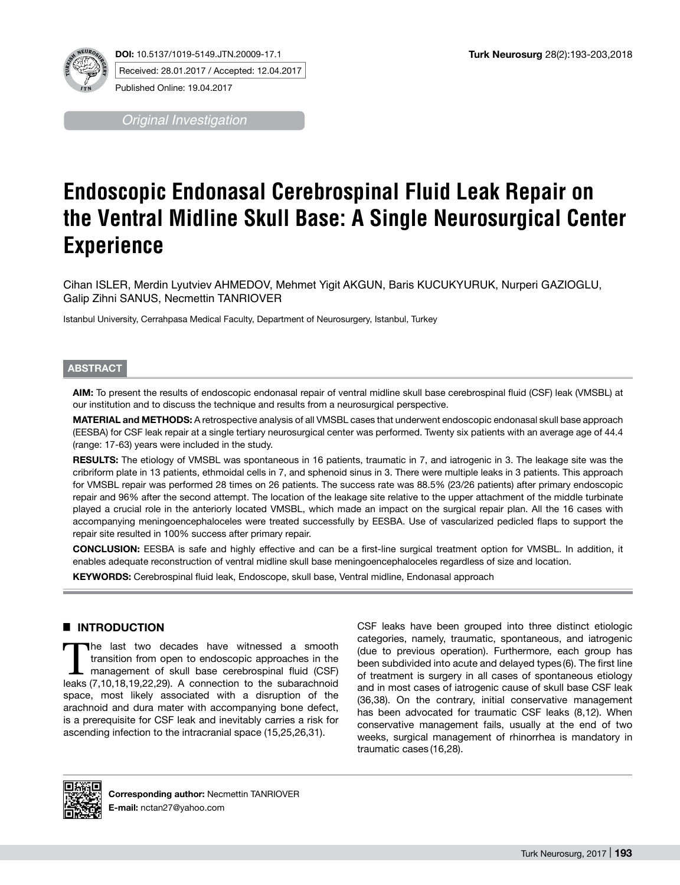**DOI:** 10.5137/1019-5149.JTN.20009-17.1

Received: 28.01.2017 / Accepted: 12.04.2017

Published Online: 19.04.2017

*Original Investigation*

# Endoscopic Endonasal Cerebrospinal Fluid Leak Repair on the Ventral Midline Skull Base: A Single Neurosurgical Center Experience

Cihan ISLER, Merdin Lyutviev AHMEDOV, Mehmet Yigit AKGUN, Baris KUCUKYURUK, Nurperi GAZIOGLU, Galip Zihni SANUS, Necmettin TANRIOVER

Istanbul University, Cerrahpasa Medical Faculty, Department of Neurosurgery, Istanbul, Turkey

## ABSTRACT

**AIM:** To present the results of endoscopic endonasal repair of ventral midline skull base cerebrospinal fluid (CSF) leak (VMSBL) at our institution and to discuss the technique and results from a neurosurgical perspective.

**MATERIAL and METHODS:** A retrospective analysis of all VMSBL cases that underwent endoscopic endonasal skull base approach (EESBA) for CSF leak repair at a single tertiary neurosurgical center was performed. Twenty six patients with an average age of 44.4 (range: 17-63) years were included in the study.

**RESULTS:** The etiology of VMSBL was spontaneous in 16 patients, traumatic in 7, and iatrogenic in 3. The leakage site was the cribriform plate in 13 patients, ethmoidal cells in 7, and sphenoid sinus in 3. There were multiple leaks in 3 patients. This approach for VMSBL repair was performed 28 times on 26 patients. The success rate was 88.5% (23/26 patients) after primary endoscopic repair and 96% after the second attempt. The location of the leakage site relative to the upper attachment of the middle turbinate played a crucial role in the anteriorly located VMSBL, which made an impact on the surgical repair plan. All the 16 cases with accompanying meningoencephaloceles were treated successfully by EESBA. Use of vascularized pedicled flaps to support the repair site resulted in 100% success after primary repair.

**CONCLUSION:** EESBA is safe and highly effective and can be a first-line surgical treatment option for VMSBL. In addition, it enables adequate reconstruction of ventral midline skull base meningoencephaloceles regardless of size and location.

**KEYWORDS:** Cerebrospinal fluid leak, Endoscope, skull base, Ventral midline, Endonasal approach

## INTRODUCTION

The last two decades have witnessed a smooth transition from open to endoscopic approaches in the management of skull base cerebrospinal fluid (CSF) leaks (7,10,18,19,22,29). A connection to the subarachnoid space, most likely associated with a disruption of the arachnoid and dura mater with accompanying bone defect, is a prerequisite for CSF leak and inevitably carries a risk for ascending infection to the intracranial space (15,25,26,31).

CSF leaks have been grouped into three distinct etiologic categories, namely, traumatic, spontaneous, and iatrogenic (due to previous operation). Furthermore, each group has been subdivided into acute and delayed types (6). The first line of treatment is surgery in all cases of spontaneous etiology and in most cases of iatrogenic cause of skull base CSF leak (36,38). On the contrary, initial conservative management has been advocated for traumatic CSF leaks (8,12). When conservative management fails, usually at the end of two weeks, surgical management of rhinorrhea is mandatory in traumatic cases (16,28).

**Corresponding author:** Necmettin TANRIOVER

**E-mail:** nctan27@yahoo.com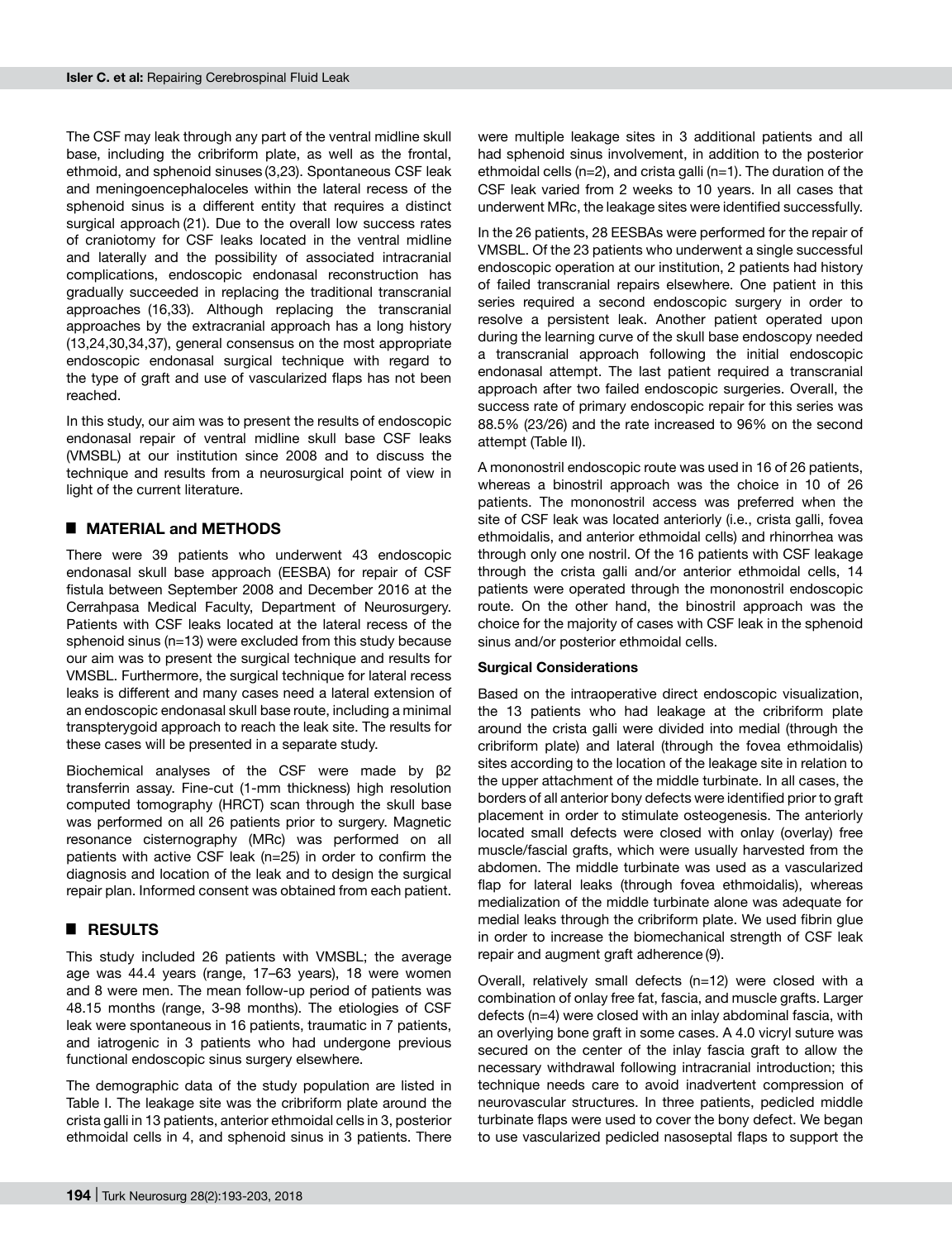The CSF may leak through any part of the ventral midline skull base, including the cribriform plate, as well as the frontal, ethmoid, and sphenoid sinuses (3,23). Spontaneous CSF leak and meningoencephaloceles within the lateral recess of the sphenoid sinus is a different entity that requires a distinct surgical approach (21). Due to the overall low success rates of craniotomy for CSF leaks located in the ventral midline and laterally and the possibility of associated intracranial complications, endoscopic endonasal reconstruction has gradually succeeded in replacing the traditional transcranial approaches (16,33). Although replacing the transcranial approaches by the extracranial approach has a long history (13,24,30,34,37), general consensus on the most appropriate endoscopic endonasal surgical technique with regard to the type of graft and use of vascularized flaps has not been reached.

In this study, our aim was to present the results of endoscopic endonasal repair of ventral midline skull base CSF leaks (VMSBL) at our institution since 2008 and to discuss the technique and results from a neurosurgical point of view in light of the current literature.

## MATERIAL and METHODS

There were 39 patients who underwent 43 endoscopic endonasal skull base approach (EESBA) for repair of CSF fistula between September 2008 and December 2016 at the Cerrahpasa Medical Faculty, Department of Neurosurgery. Patients with CSF leaks located at the lateral recess of the sphenoid sinus (n=13) were excluded from this study because our aim was to present the surgical technique and results for VMSBL. Furthermore, the surgical technique for lateral recess leaks is different and many cases need a lateral extension of an endoscopic endonasal skull base route, including a minimal transpterygoid approach to reach the leak site. The results for these cases will be presented in a separate study.

Biochemical analyses of the CSF were made by β2 transferrin assay. Fine-cut (1-mm thickness) high resolution computed tomography (HRCT) scan through the skull base was performed on all 26 patients prior to surgery. Magnetic resonance cisternography (MRc) was performed on all patients with active CSF leak (n=25) in order to confirm the diagnosis and location of the leak and to design the surgical repair plan. Informed consent was obtained from each patient.

## RESULTS

This study included 26 patients with VMSBL; the average age was 44.4 years (range, 17–63 years), 18 were women and 8 were men. The mean follow-up period of patients was 48.15 months (range, 3-98 months). The etiologies of CSF leak were spontaneous in 16 patients, traumatic in 7 patients, and iatrogenic in 3 patients who had undergone previous functional endoscopic sinus surgery elsewhere.

The demographic data of the study population are listed in Table I. The leakage site was the cribriform plate around the crista galli in 13 patients, anterior ethmoidal cells in 3, posterior ethmoidal cells in 4, and sphenoid sinus in 3 patients. There were multiple leakage sites in 3 additional patients and all had sphenoid sinus involvement, in addition to the posterior ethmoidal cells (n=2), and crista galli (n=1). The duration of the CSF leak varied from 2 weeks to 10 years. In all cases that underwent MRc, the leakage sites were identified successfully.

In the 26 patients, 28 EESBAs were performed for the repair of VMSBL. Of the 23 patients who underwent a single successful endoscopic operation at our institution, 2 patients had history of failed transcranial repairs elsewhere. One patient in this series required a second endoscopic surgery in order to resolve a persistent leak. Another patient operated upon during the learning curve of the skull base endoscopy needed a transcranial approach following the initial endoscopic endonasal attempt. The last patient required a transcranial approach after two failed endoscopic surgeries. Overall, the success rate of primary endoscopic repair for this series was 88.5% (23/26) and the rate increased to 96% on the second attempt (Table II).

A mononostril endoscopic route was used in 16 of 26 patients, whereas a binostril approach was the choice in 10 of 26 patients. The mononostril access was preferred when the site of CSF leak was located anteriorly (i.e., crista galli, fovea ethmoidalis, and anterior ethmoidal cells) and rhinorrhea was through only one nostril. Of the 16 patients with CSF leakage through the crista galli and/or anterior ethmoidal cells, 14 patients were operated through the mononostril endoscopic route. On the other hand, the binostril approach was the choice for the majority of cases with CSF leak in the sphenoid sinus and/or posterior ethmoidal cells.

### Surgical Considerations

Based on the intraoperative direct endoscopic visualization, the 13 patients who had leakage at the cribriform plate around the crista galli were divided into medial (through the cribriform plate) and lateral (through the fovea ethmoidalis) sites according to the location of the leakage site in relation to the upper attachment of the middle turbinate. In all cases, the borders of all anterior bony defects were identified prior to graft placement in order to stimulate osteogenesis. The anteriorly located small defects were closed with onlay (overlay) free muscle/fascial grafts, which were usually harvested from the abdomen. The middle turbinate was used as a vascularized flap for lateral leaks (through fovea ethmoidalis), whereas medialization of the middle turbinate alone was adequate for medial leaks through the cribriform plate. We used fibrin glue in order to increase the biomechanical strength of CSF leak repair and augment graft adherence (9).

Overall, relatively small defects (n=12) were closed with a combination of onlay free fat, fascia, and muscle grafts. Larger defects (n=4) were closed with an inlay abdominal fascia, with an overlying bone graft in some cases. A 4.0 vicryl suture was secured on the center of the inlay fascia graft to allow the necessary withdrawal following intracranial introduction; this technique needs care to avoid inadvertent compression of neurovascular structures. In three patients, pedicled middle turbinate flaps were used to cover the bony defect. We began to use vascularized pedicled nasoseptal flaps to support the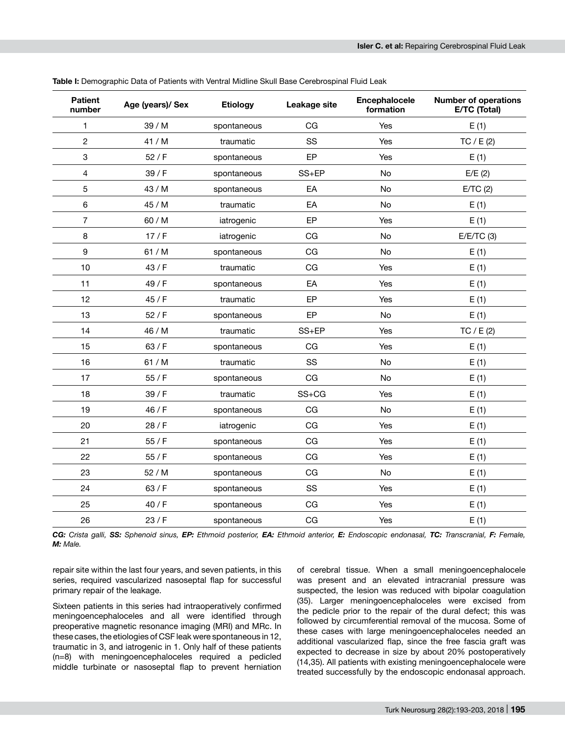**Table I:** Demographic Data of Patients with Ventral Midline Skull Base Cerebrospinal Fluid Leak

| Patient number | Age (years)/ Sex | Etiology | Leakage site | Encephalocele formation | Number of operations E/TC (Total) |
|---|---|---|---|---|---|
| 1 | 39 / M | spontaneous | CG | Yes | E (1) |
| 2 | 41 / M | traumatic | SS | Yes | TC / E (2) |
| 3 | 52 / F | spontaneous | EP | Yes | E (1) |
| 4 | 39 / F | spontaneous | SS+EP | No | E/E (2) |
| 5 | 43 / M | spontaneous | EA | No | E/TC (2) |
| 6 | 45 / M | traumatic | EA | No | E (1) |
| 7 | 60 / M | iatrogenic | EP | Yes | E (1) |
| 8 | 17 / F | iatrogenic | CG | No | E/E/TC (3) |
| 9 | 61 / M | spontaneous | CG | No | E (1) |
| 10 | 43 / F | traumatic | CG | Yes | E (1) |
| 11 | 49 / F | spontaneous | EA | Yes | E (1) |
| 12 | 45 / F | traumatic | EP | Yes | E (1) |
| 13 | 52 / F | spontaneous | EP | No | E (1) |
| 14 | 46 / M | traumatic | SS+EP | Yes | TC / E (2) |
| 15 | 63 / F | spontaneous | CG | Yes | E (1) |
| 16 | 61 / M | traumatic | SS | No | E (1) |
| 17 | 55 / F | spontaneous | CG | No | E (1) |
| 18 | 39 / F | traumatic | SS+CG | Yes | E (1) |
| 19 | 46 / F | spontaneous | CG | No | E (1) |
| 20 | 28 / F | iatrogenic | CG | Yes | E (1) |
| 21 | 55 / F | spontaneous | CG | Yes | E (1) |
| 22 | 55 / F | spontaneous | CG | Yes | E (1) |
| 23 | 52 / M | spontaneous | CG | No | E (1) |
| 24 | 63 / F | spontaneous | SS | Yes | E (1) |
| 25 | 40 / F | spontaneous | CG | Yes | E (1) |
| 26 | 23 / F | spontaneous | CG | Yes | E (1) |

***CG:*** *Crista galli,* ***SS:*** *Sphenoid sinus,* ***EP:*** *Ethmoid posterior,* ***EA:*** *Ethmoid anterior,* ***E:*** *Endoscopic endonasal,* ***TC:*** *Transcranial,* ***F:*** *Female,* ***M:*** *Male.*

repair site within the last four years, and seven patients, in this series, required vascularized nasoseptal flap for successful primary repair of the leakage.

Sixteen patients in this series had intraoperatively confirmed meningoencephaloceles and all were identified through preoperative magnetic resonance imaging (MRI) and MRc. In these cases, the etiologies of CSF leak were spontaneous in 12, traumatic in 3, and iatrogenic in 1. Only half of these patients (n=8) with meningoencephaloceles required a pedicled middle turbinate or nasoseptal flap to prevent herniation of cerebral tissue. When a small meningoencephalocele was present and an elevated intracranial pressure was suspected, the lesion was reduced with bipolar coagulation (35). Larger meningoencephaloceles were excised from the pedicle prior to the repair of the dural defect; this was followed by circumferential removal of the mucosa. Some of these cases with large meningoencephaloceles needed an additional vascularized flap, since the free fascia graft was expected to decrease in size by about 20% postoperatively (14,35). All patients with existing meningoencephalocele were treated successfully by the endoscopic endonasal approach.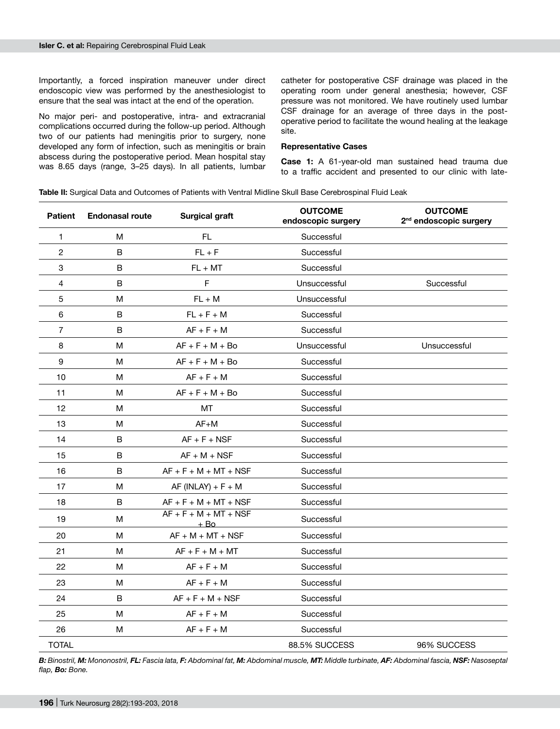Importantly, a forced inspiration maneuver under direct endoscopic view was performed by the anesthesiologist to ensure that the seal was intact at the end of the operation.

No major peri- and postoperative, intra- and extracranial complications occurred during the follow-up period. Although two of our patients had meningitis prior to surgery, none developed any form of infection, such as meningitis or brain abscess during the postoperative period. Mean hospital stay was 8.65 days (range, 3–25 days). In all patients, lumbar catheter for postoperative CSF drainage was placed in the operating room under general anesthesia; however, CSF pressure was not monitored. We have routinely used lumbar CSF drainage for an average of three days in the post-operative period to facilitate the wound healing at the leakage site.

### Representative Cases

**Case 1:** A 61-year-old man sustained head trauma due to a traffic accident and presented to our clinic with late-

**Table II:** Surgical Data and Outcomes of Patients with Ventral Midline Skull Base Cerebrospinal Fluid Leak

| Patient | Endonasal route | Surgical graft | OUTCOME endoscopic surgery | OUTCOME 2nd endoscopic surgery |
|---|---|---|---|---|
| 1 | M | FL | Successful | |
| 2 | B | FL + F | Successful | |
| 3 | B | FL + MT | Successful | |
| 4 | B | F | Unsuccessful | Successful |
| 5 | M | FL + M | Unsuccessful | |
| 6 | B | FL + F + M | Successful | |
| 7 | B | AF + F + M | Successful | |
| 8 | M | AF + F + M + Bo | Unsuccessful | Unsuccessful |
| 9 | M | AF + F + M + Bo | Successful | |
| 10 | M | AF + F + M | Successful | |
| 11 | M | AF + F + M + Bo | Successful | |
| 12 | M | MT | Successful | |
| 13 | M | AF+M | Successful | |
| 14 | B | AF + F + NSF | Successful | |
| 15 | B | AF + M + NSF | Successful | |
| 16 | B | AF + F + M + MT + NSF | Successful | |
| 17 | M | AF (INLAY) + F + M | Successful | |
| 18 | B | AF + F + M + MT + NSF | Successful | |
| 19 | M | AF + F + M + MT + NSF + Bo | Successful | |
| 20 | M | AF + M + MT + NSF | Successful | |
| 21 | M | AF + F + M + MT | Successful | |
| 22 | M | AF + F + M | Successful | |
| 23 | M | AF + F + M | Successful | |
| 24 | B | AF + F + M + NSF | Successful | |
| 25 | M | AF + F + M | Successful | |
| 26 | M | AF + F + M | Successful | |
| TOTAL | | | 88.5% SUCCESS | 96% SUCCESS |

***B:** Binostril, **M:** Mononostril, **FL:** Fascia lata, **F:** Abdominal fat, **M:** Abdominal muscle, **MT:** Middle turbinate, **AF:** Abdominal fascia, **NSF:** Nasoseptal flap, **Bo:** Bone.*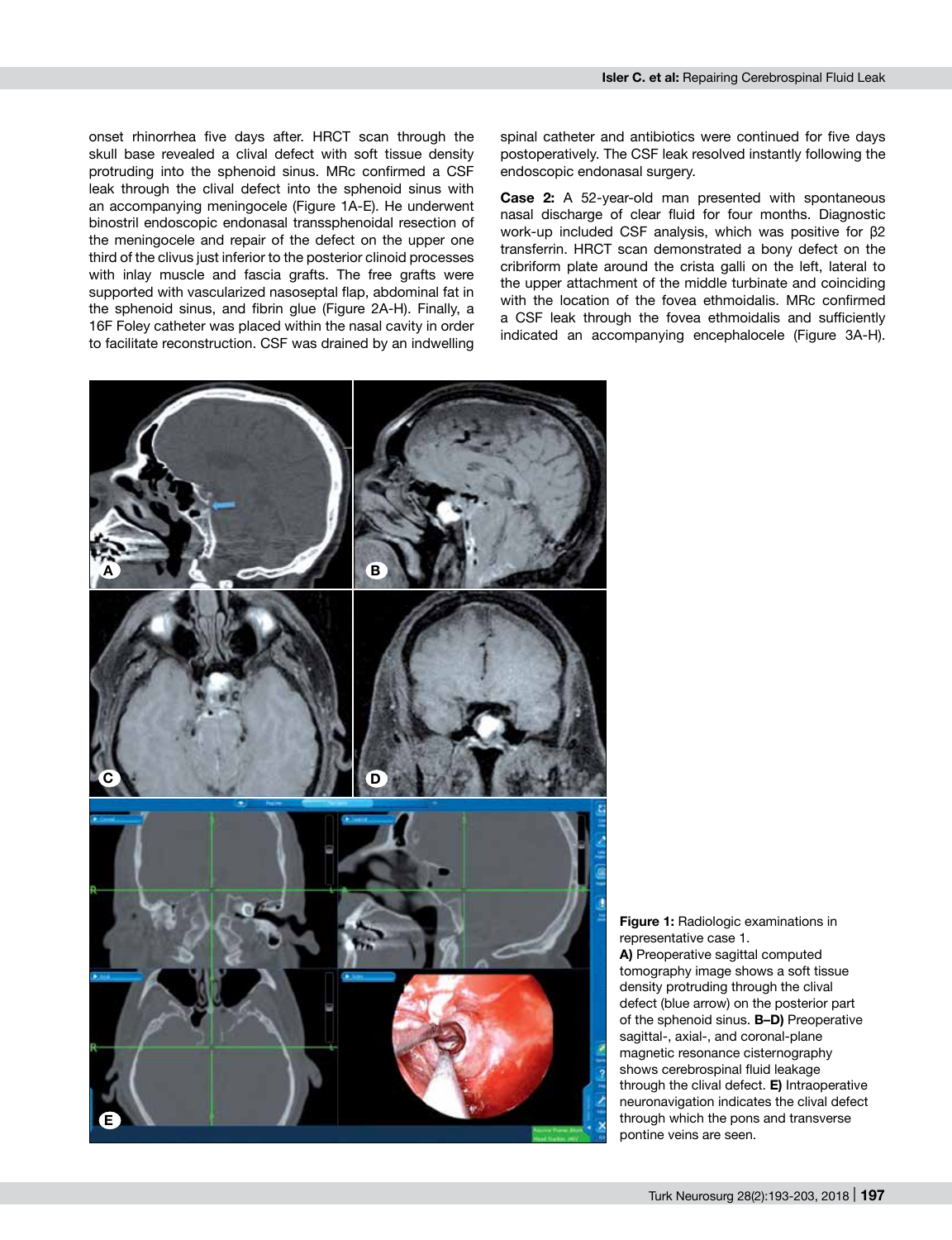onset rhinorrhea five days after. HRCT scan through the skull base revealed a clival defect with soft tissue density protruding into the sphenoid sinus. MRc confirmed a CSF leak through the clival defect into the sphenoid sinus with an accompanying meningocele (Figure 1A-E). He underwent binostril endoscopic endonasal transsphenoidal resection of the meningocele and repair of the defect on the upper one third of the clivus just inferior to the posterior clinoid processes with inlay muscle and fascia grafts. The free grafts were supported with vascularized nasoseptal flap, abdominal fat in the sphenoid sinus, and fibrin glue (Figure 2A-H). Finally, a 16F Foley catheter was placed within the nasal cavity in order to facilitate reconstruction. CSF was drained by an indwelling spinal catheter and antibiotics were continued for five days postoperatively. The CSF leak resolved instantly following the endoscopic endonasal surgery.

**Case 2:** A 52-year-old man presented with spontaneous nasal discharge of clear fluid for four months. Diagnostic work-up included CSF analysis, which was positive for β2 transferrin. HRCT scan demonstrated a bony defect on the cribriform plate around the crista galli on the left, lateral to the upper attachment of the middle turbinate and coinciding with the location of the fovea ethmoidalis. MRc confirmed a CSF leak through the fovea ethmoidalis and sufficiently indicated an accompanying encephalocele (Figure 3A-H).

**Figure 1:** Radiologic examinations in representative case 1. **A)** Preoperative sagittal computed tomography image shows a soft tissue density protruding through the clival defect (blue arrow) on the posterior part of the sphenoid sinus. **B–D)** Preoperative sagittal-, axial-, and coronal-plane magnetic resonance cisternography shows cerebrospinal fluid leakage through the clival defect. **E)** Intraoperative neuronavigation indicates the clival defect through which the pons and transverse pontine veins are seen.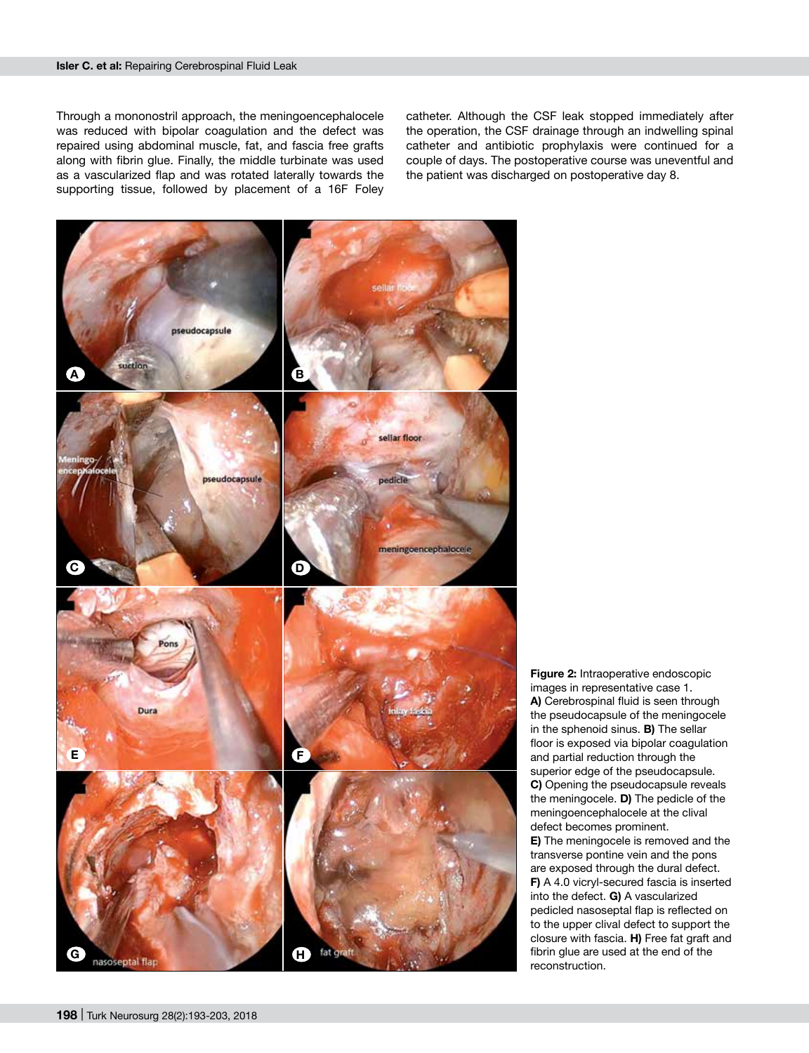Through a mononostril approach, the meningoencephalocele was reduced with bipolar coagulation and the defect was repaired using abdominal muscle, fat, and fascia free grafts along with fibrin glue. Finally, the middle turbinate was used as a vascularized flap and was rotated laterally towards the supporting tissue, followed by placement of a 16F Foley catheter. Although the CSF leak stopped immediately after the operation, the CSF drainage through an indwelling spinal catheter and antibiotic prophylaxis were continued for a couple of days. The postoperative course was uneventful and the patient was discharged on postoperative day 8.

**Figure 2:** Intraoperative endoscopic images in representative case 1. **A)** Cerebrospinal fluid is seen through the pseudocapsule of the meningocele in the sphenoid sinus. **B)** The sellar floor is exposed via bipolar coagulation and partial reduction through the superior edge of the pseudocapsule. **C)** Opening the pseudocapsule reveals the meningocele. **D)** The pedicle of the meningoencephalocele at the clival defect becomes prominent. **E)** The meningocele is removed and the transverse pontine vein and the pons are exposed through the dural defect. **F)** A 4.0 vicryl-secured fascia is inserted into the defect. **G)** A vascularized pedicled nasoseptal flap is reflected on to the upper clival defect to support the closure with fascia. **H)** Free fat graft and fibrin glue are used at the end of the reconstruction.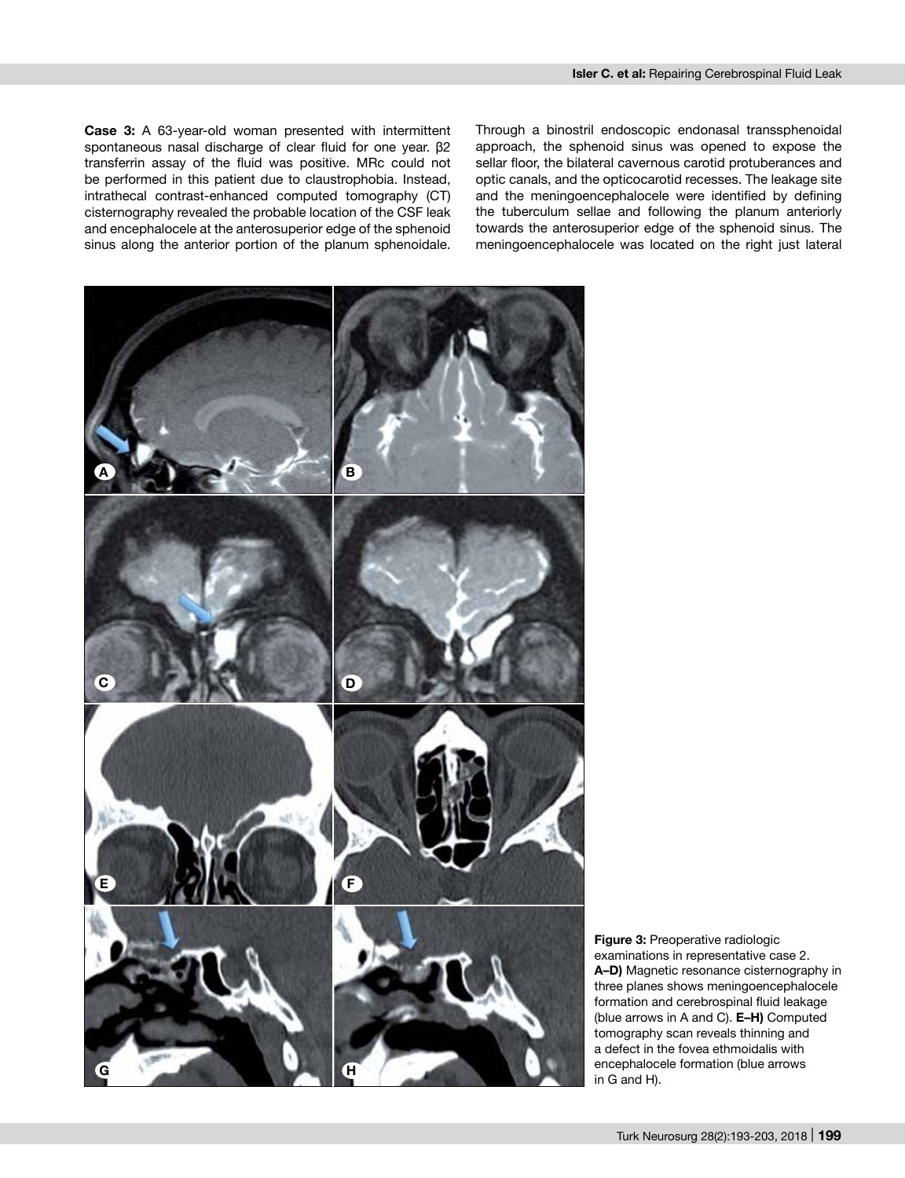**Case 3:** A 63-year-old woman presented with intermittent spontaneous nasal discharge of clear fluid for one year. β2 transferrin assay of the fluid was positive. MRc could not be performed in this patient due to claustrophobia. Instead, intrathecal contrast-enhanced computed tomography (CT) cisternography revealed the probable location of the CSF leak and encephalocele at the anterosuperior edge of the sphenoid sinus along the anterior portion of the planum sphenoidale. Through a binostril endoscopic endonasal transsphenoidal approach, the sphenoid sinus was opened to expose the sellar floor, the bilateral cavernous carotid protuberances and optic canals, and the opticocarotid recesses. The leakage site and the meningoencephalocele were identified by defining the tuberculum sellae and following the planum anteriorly towards the anterosuperior edge of the sphenoid sinus. The meningoencephalocele was located on the right just lateral

**Figure 3:** Preoperative radiologic examinations in representative case 2. **A–D)** Magnetic resonance cisternography in three planes shows meningoencephalocele formation and cerebrospinal fluid leakage (blue arrows in A and C). **E–H)** Computed tomography scan reveals thinning and a defect in the fovea ethmoidalis with encephalocele formation (blue arrows in G and H).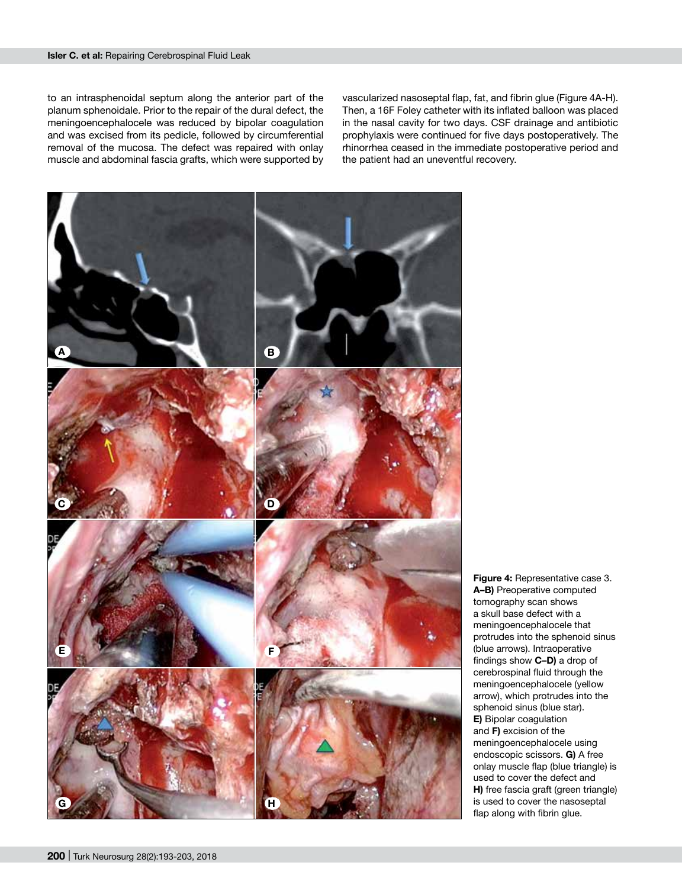to an intrasphenoidal septum along the anterior part of the planum sphenoidale. Prior to the repair of the dural defect, the meningoencephalocele was reduced by bipolar coagulation and was excised from its pedicle, followed by circumferential removal of the mucosa. The defect was repaired with onlay muscle and abdominal fascia grafts, which were supported by vascularized nasoseptal flap, fat, and fibrin glue (Figure 4A-H). Then, a 16F Foley catheter with its inflated balloon was placed in the nasal cavity for two days. CSF drainage and antibiotic prophylaxis were continued for five days postoperatively. The rhinorrhea ceased in the immediate postoperative period and the patient had an uneventful recovery.

**Figure 4:** Representative case 3. **A–B)** Preoperative computed tomography scan shows a skull base defect with a meningoencephalocele that protrudes into the sphenoid sinus (blue arrows). Intraoperative findings show **C–D)** a drop of cerebrospinal fluid through the meningoencephalocele (yellow arrow), which protrudes into the sphenoid sinus (blue star). **E)** Bipolar coagulation and **F)** excision of the meningoencephalocele using endoscopic scissors. **G)** A free onlay muscle flap (blue triangle) is used to cover the defect and **H)** free fascia graft (green triangle) is used to cover the nasoseptal flap along with fibrin glue.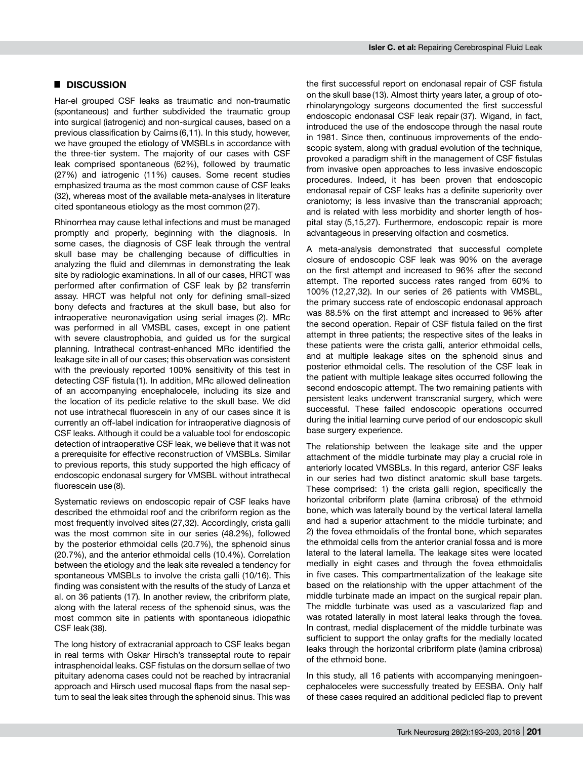## ■ DISCUSSION

Har-el grouped CSF leaks as traumatic and non-traumatic (spontaneous) and further subdivided the traumatic group into surgical (iatrogenic) and non-surgical causes, based on a previous classification by Cairns (6,11). In this study, however, we have grouped the etiology of VMSBLs in accordance with the three-tier system. The majority of our cases with CSF leak comprised spontaneous (62%), followed by traumatic (27%) and iatrogenic (11%) causes. Some recent studies emphasized trauma as the most common cause of CSF leaks (32), whereas most of the available meta-analyses in literature cited spontaneous etiology as the most common (27).

Rhinorrhea may cause lethal infections and must be managed promptly and properly, beginning with the diagnosis. In some cases, the diagnosis of CSF leak through the ventral skull base may be challenging because of difficulties in analyzing the fluid and dilemmas in demonstrating the leak site by radiologic examinations. In all of our cases, HRCT was performed after confirmation of CSF leak by β2 transferrin assay. HRCT was helpful not only for defining small-sized bony defects and fractures at the skull base, but also for intraoperative neuronavigation using serial images (2). MRc was performed in all VMSBL cases, except in one patient with severe claustrophobia, and guided us for the surgical planning. Intrathecal contrast-enhanced MRc identified the leakage site in all of our cases; this observation was consistent with the previously reported 100% sensitivity of this test in detecting CSF fistula (1). In addition, MRc allowed delineation of an accompanying encephalocele, including its size and the location of its pedicle relative to the skull base. We did not use intrathecal fluorescein in any of our cases since it is currently an off-label indication for intraoperative diagnosis of CSF leaks. Although it could be a valuable tool for endoscopic detection of intraoperative CSF leak, we believe that it was not a prerequisite for effective reconstruction of VMSBLs. Similar to previous reports, this study supported the high efficacy of endoscopic endonasal surgery for VMSBL without intrathecal fluorescein use (8).

Systematic reviews on endoscopic repair of CSF leaks have described the ethmoidal roof and the cribriform region as the most frequently involved sites (27,32). Accordingly, crista galli was the most common site in our series (48.2%), followed by the posterior ethmoidal cells (20.7%), the sphenoid sinus (20.7%), and the anterior ethmoidal cells (10.4%). Correlation between the etiology and the leak site revealed a tendency for spontaneous VMSBLs to involve the crista galli (10/16). This finding was consistent with the results of the study of Lanza et al. on 36 patients (17). In another review, the cribriform plate, along with the lateral recess of the sphenoid sinus, was the most common site in patients with spontaneous idiopathic CSF leak (38).

The long history of extracranial approach to CSF leaks began in real terms with Oskar Hirsch's transseptal route to repair intrasphenoidal leaks. CSF fistulas on the dorsum sellae of two pituitary adenoma cases could not be reached by intracranial approach and Hirsch used mucosal flaps from the nasal septum to seal the leak sites through the sphenoid sinus. This was the first successful report on endonasal repair of CSF fistula on the skull base (13). Almost thirty years later, a group of otorhinolaryngology surgeons documented the first successful endoscopic endonasal CSF leak repair (37). Wigand, in fact, introduced the use of the endoscope through the nasal route in 1981. Since then, continuous improvements of the endoscopic system, along with gradual evolution of the technique, provoked a paradigm shift in the management of CSF fistulas from invasive open approaches to less invasive endoscopic procedures. Indeed, it has been proven that endoscopic endonasal repair of CSF leaks has a definite superiority over craniotomy; is less invasive than the transcranial approach; and is related with less morbidity and shorter length of hospital stay (5,15,27). Furthermore, endoscopic repair is more advantageous in preserving olfaction and cosmetics.

A meta-analysis demonstrated that successful complete closure of endoscopic CSF leak was 90% on the average on the first attempt and increased to 96% after the second attempt. The reported success rates ranged from 60% to 100% (12,27,32). In our series of 26 patients with VMSBL, the primary success rate of endoscopic endonasal approach was 88.5% on the first attempt and increased to 96% after the second operation. Repair of CSF fistula failed on the first attempt in three patients; the respective sites of the leaks in these patients were the crista galli, anterior ethmoidal cells, and at multiple leakage sites on the sphenoid sinus and posterior ethmoidal cells. The resolution of the CSF leak in the patient with multiple leakage sites occurred following the second endoscopic attempt. The two remaining patients with persistent leaks underwent transcranial surgery, which were successful. These failed endoscopic operations occurred during the initial learning curve period of our endoscopic skull base surgery experience.

The relationship between the leakage site and the upper attachment of the middle turbinate may play a crucial role in anteriorly located VMSBLs. In this regard, anterior CSF leaks in our series had two distinct anatomic skull base targets. These comprised: 1) the crista galli region, specifically the horizontal cribriform plate (lamina cribrosa) of the ethmoid bone, which was laterally bound by the vertical lateral lamella and had a superior attachment to the middle turbinate; and 2) the fovea ethmoidalis of the frontal bone, which separates the ethmoidal cells from the anterior cranial fossa and is more lateral to the lateral lamella. The leakage sites were located medially in eight cases and through the fovea ethmoidalis in five cases. This compartmentalization of the leakage site based on the relationship with the upper attachment of the middle turbinate made an impact on the surgical repair plan. The middle turbinate was used as a vascularized flap and was rotated laterally in most lateral leaks through the fovea. In contrast, medial displacement of the middle turbinate was sufficient to support the onlay grafts for the medially located leaks through the horizontal cribriform plate (lamina cribrosa) of the ethmoid bone.

In this study, all 16 patients with accompanying meningoencephaloceles were successfully treated by EESBA. Only half of these cases required an additional pedicled flap to prevent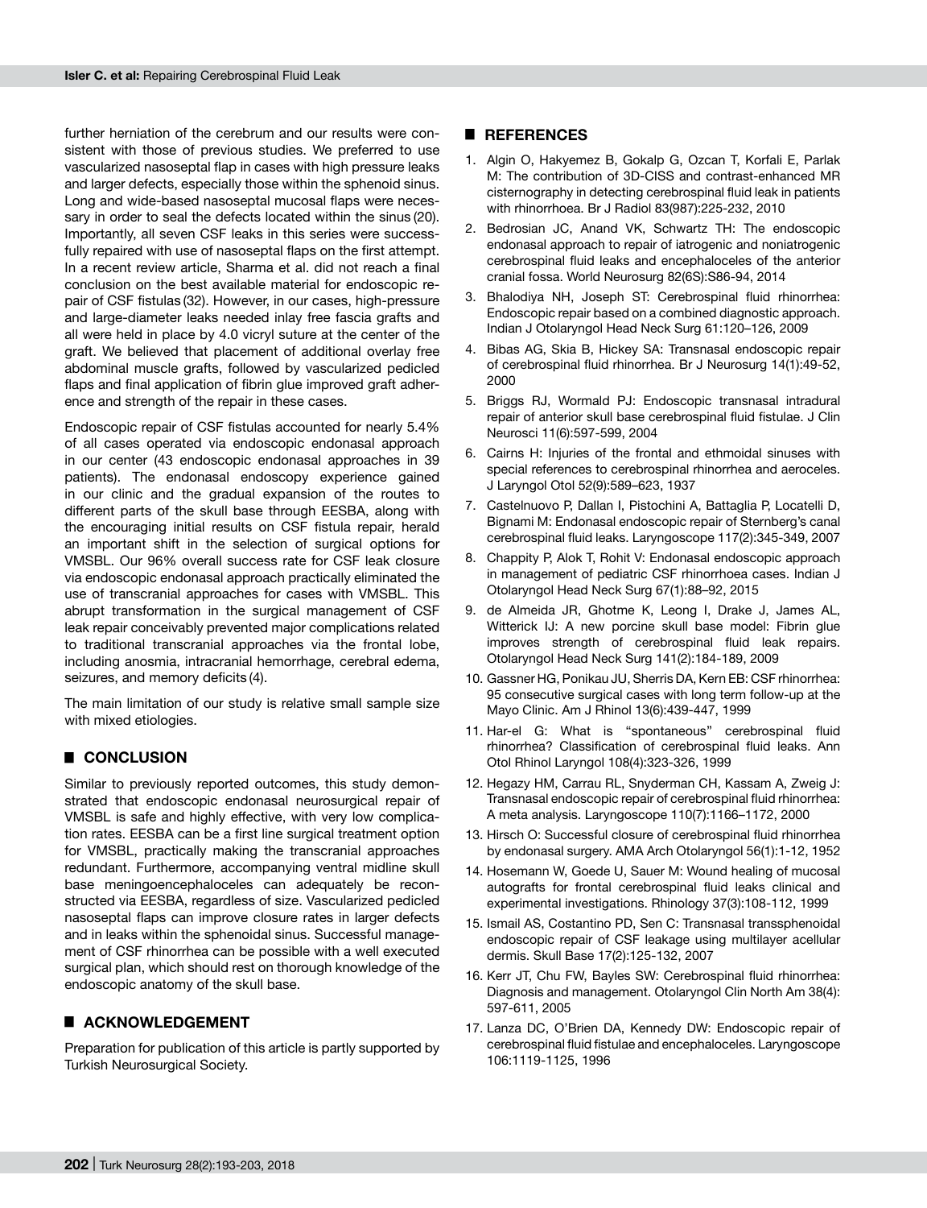further herniation of the cerebrum and our results were consistent with those of previous studies. We preferred to use vascularized nasoseptal flap in cases with high pressure leaks and larger defects, especially those within the sphenoid sinus. Long and wide-based nasoseptal mucosal flaps were necessary in order to seal the defects located within the sinus (20). Importantly, all seven CSF leaks in this series were successfully repaired with use of nasoseptal flaps on the first attempt. In a recent review article, Sharma et al. did not reach a final conclusion on the best available material for endoscopic repair of CSF fistulas (32). However, in our cases, high-pressure and large-diameter leaks needed inlay free fascia grafts and all were held in place by 4.0 vicryl suture at the center of the graft. We believed that placement of additional overlay free abdominal muscle grafts, followed by vascularized pedicled flaps and final application of fibrin glue improved graft adherence and strength of the repair in these cases.

Endoscopic repair of CSF fistulas accounted for nearly 5.4% of all cases operated via endoscopic endonasal approach in our center (43 endoscopic endonasal approaches in 39 patients). The endonasal endoscopy experience gained in our clinic and the gradual expansion of the routes to different parts of the skull base through EESBA, along with the encouraging initial results on CSF fistula repair, herald an important shift in the selection of surgical options for VMSBL. Our 96% overall success rate for CSF leak closure via endoscopic endonasal approach practically eliminated the use of transcranial approaches for cases with VMSBL. This abrupt transformation in the surgical management of CSF leak repair conceivably prevented major complications related to traditional transcranial approaches via the frontal lobe, including anosmia, intracranial hemorrhage, cerebral edema, seizures, and memory deficits (4).

The main limitation of our study is relative small sample size with mixed etiologies.

## CONCLUSION

Similar to previously reported outcomes, this study demonstrated that endoscopic endonasal neurosurgical repair of VMSBL is safe and highly effective, with very low complication rates. EESBA can be a first line surgical treatment option for VMSBL, practically making the transcranial approaches redundant. Furthermore, accompanying ventral midline skull base meningoencephaloceles can adequately be reconstructed via EESBA, regardless of size. Vascularized pedicled nasoseptal flaps can improve closure rates in larger defects and in leaks within the sphenoidal sinus. Successful management of CSF rhinorrhea can be possible with a well executed surgical plan, which should rest on thorough knowledge of the endoscopic anatomy of the skull base.

## ACKNOWLEDGEMENT

Preparation for publication of this article is partly supported by Turkish Neurosurgical Society.

## REFERENCES

1. Algin O, Hakyemez B, Gokalp G, Ozcan T, Korfali E, Parlak M: The contribution of 3D-CISS and contrast-enhanced MR cisternography in detecting cerebrospinal fluid leak in patients with rhinorrhoea. Br J Radiol 83(987):225-232, 2010
2. Bedrosian JC, Anand VK, Schwartz TH: The endoscopic endonasal approach to repair of iatrogenic and noniatrogenic cerebrospinal fluid leaks and encephaloceles of the anterior cranial fossa. World Neurosurg 82(6S):S86-94, 2014
3. Bhalodiya NH, Joseph ST: Cerebrospinal fluid rhinorrhea: Endoscopic repair based on a combined diagnostic approach. Indian J Otolaryngol Head Neck Surg 61:120–126, 2009
4. Bibas AG, Skia B, Hickey SA: Transnasal endoscopic repair of cerebrospinal fluid rhinorrhea. Br J Neurosurg 14(1):49-52, 2000
5. Briggs RJ, Wormald PJ: Endoscopic transnasal intradural repair of anterior skull base cerebrospinal fluid fistulae. J Clin Neurosci 11(6):597-599, 2004
6. Cairns H: Injuries of the frontal and ethmoidal sinuses with special references to cerebrospinal rhinorrhea and aeroceles. J Laryngol Otol 52(9):589–623, 1937
7. Castelnuovo P, Dallan I, Pistochini A, Battaglia P, Locatelli D, Bignami M: Endonasal endoscopic repair of Sternberg's canal cerebrospinal fluid leaks. Laryngoscope 117(2):345-349, 2007
8. Chappity P, Alok T, Rohit V: Endonasal endoscopic approach in management of pediatric CSF rhinorrhoea cases. Indian J Otolaryngol Head Neck Surg 67(1):88–92, 2015
9. de Almeida JR, Ghotme K, Leong I, Drake J, James AL, Witterick IJ: A new porcine skull base model: Fibrin glue improves strength of cerebrospinal fluid leak repairs. Otolaryngol Head Neck Surg 141(2):184-189, 2009
10. Gassner HG, Ponikau JU, Sherris DA, Kern EB: CSF rhinorrhea: 95 consecutive surgical cases with long term follow-up at the Mayo Clinic. Am J Rhinol 13(6):439-447, 1999
11. Har-el G: What is "spontaneous" cerebrospinal fluid rhinorrhea? Classification of cerebrospinal fluid leaks. Ann Otol Rhinol Laryngol 108(4):323-326, 1999
12. Hegazy HM, Carrau RL, Snyderman CH, Kassam A, Zweig J: Transnasal endoscopic repair of cerebrospinal fluid rhinorrhea: A meta analysis. Laryngoscope 110(7):1166–1172, 2000
13. Hirsch O: Successful closure of cerebrospinal fluid rhinorrhea by endonasal surgery. AMA Arch Otolaryngol 56(1):1-12, 1952
14. Hosemann W, Goede U, Sauer M: Wound healing of mucosal autografts for frontal cerebrospinal fluid leaks clinical and experimental investigations. Rhinology 37(3):108-112, 1999
15. Ismail AS, Costantino PD, Sen C: Transnasal transsphenoidal endoscopic repair of CSF leakage using multilayer acellular dermis. Skull Base 17(2):125-132, 2007
16. Kerr JT, Chu FW, Bayles SW: Cerebrospinal fluid rhinorrhea: Diagnosis and management. Otolaryngol Clin North Am 38(4): 597-611, 2005
17. Lanza DC, O'Brien DA, Kennedy DW: Endoscopic repair of cerebrospinal fluid fistulae and encephaloceles. Laryngoscope 106:1119-1125, 1996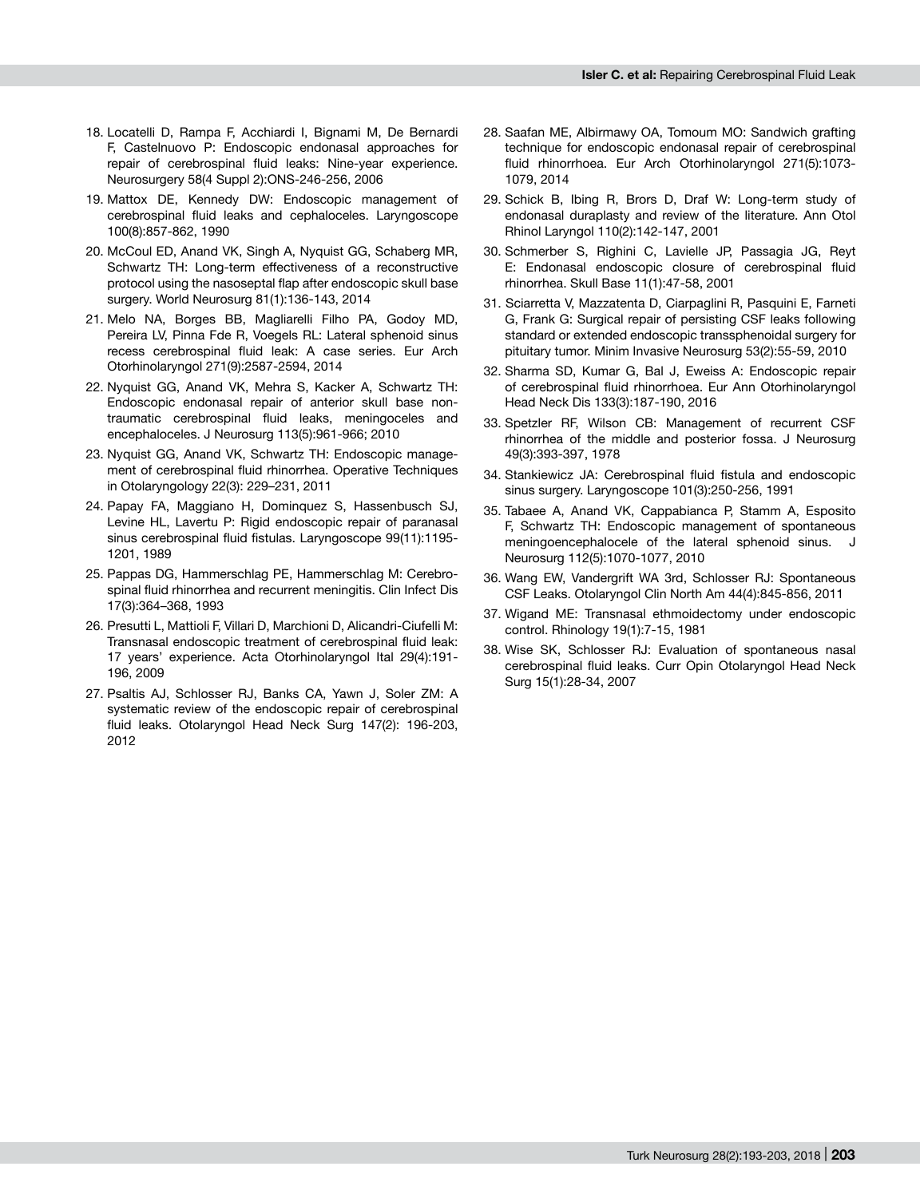18. Locatelli D, Rampa F, Acchiardi I, Bignami M, De Bernardi F, Castelnuovo P: Endoscopic endonasal approaches for repair of cerebrospinal fluid leaks: Nine-year experience. Neurosurgery 58(4 Suppl 2):ONS-246-256, 2006
19. Mattox DE, Kennedy DW: Endoscopic management of cerebrospinal fluid leaks and cephaloceles. Laryngoscope 100(8):857-862, 1990
20. McCoul ED, Anand VK, Singh A, Nyquist GG, Schaberg MR, Schwartz TH: Long-term effectiveness of a reconstructive protocol using the nasoseptal flap after endoscopic skull base surgery. World Neurosurg 81(1):136-143, 2014
21. Melo NA, Borges BB, Magliarelli Filho PA, Godoy MD, Pereira LV, Pinna Fde R, Voegels RL: Lateral sphenoid sinus recess cerebrospinal fluid leak: A case series. Eur Arch Otorhinolaryngol 271(9):2587-2594, 2014
22. Nyquist GG, Anand VK, Mehra S, Kacker A, Schwartz TH: Endoscopic endonasal repair of anterior skull base non-traumatic cerebrospinal fluid leaks, meningoceles and encephaloceles. J Neurosurg 113(5):961-966; 2010
23. Nyquist GG, Anand VK, Schwartz TH: Endoscopic management of cerebrospinal fluid rhinorrhea. Operative Techniques in Otolaryngology 22(3): 229–231, 2011
24. Papay FA, Maggiano H, Dominquez S, Hassenbusch SJ, Levine HL, Lavertu P: Rigid endoscopic repair of paranasal sinus cerebrospinal fluid fistulas. Laryngoscope 99(11):1195-1201, 1989
25. Pappas DG, Hammerschlag PE, Hammerschlag M: Cerebrospinal fluid rhinorrhea and recurrent meningitis. Clin Infect Dis 17(3):364–368, 1993
26. Presutti L, Mattioli F, Villari D, Marchioni D, Alicandri-Ciufelli M: Transnasal endoscopic treatment of cerebrospinal fluid leak: 17 years' experience. Acta Otorhinolaryngol Ital 29(4):191-196, 2009
27. Psaltis AJ, Schlosser RJ, Banks CA, Yawn J, Soler ZM: A systematic review of the endoscopic repair of cerebrospinal fluid leaks. Otolaryngol Head Neck Surg 147(2): 196-203, 2012
28. Saafan ME, Albirmawy OA, Tomoum MO: Sandwich grafting technique for endoscopic endonasal repair of cerebrospinal fluid rhinorrhoea. Eur Arch Otorhinolaryngol 271(5):1073-1079, 2014
29. Schick B, Ibing R, Brors D, Draf W: Long-term study of endonasal duraplasty and review of the literature. Ann Otol Rhinol Laryngol 110(2):142-147, 2001
30. Schmerber S, Righini C, Lavielle JP, Passagia JG, Reyt E: Endonasal endoscopic closure of cerebrospinal fluid rhinorrhea. Skull Base 11(1):47-58, 2001
31. Sciarretta V, Mazzatenta D, Ciarpaglini R, Pasquini E, Farneti G, Frank G: Surgical repair of persisting CSF leaks following standard or extended endoscopic transsphenoidal surgery for pituitary tumor. Minim Invasive Neurosurg 53(2):55-59, 2010
32. Sharma SD, Kumar G, Bal J, Eweiss A: Endoscopic repair of cerebrospinal fluid rhinorrhoea. Eur Ann Otorhinolaryngol Head Neck Dis 133(3):187-190, 2016
33. Spetzler RF, Wilson CB: Management of recurrent CSF rhinorrhea of the middle and posterior fossa. J Neurosurg 49(3):393-397, 1978
34. Stankiewicz JA: Cerebrospinal fluid fistula and endoscopic sinus surgery. Laryngoscope 101(3):250-256, 1991
35. Tabaee A, Anand VK, Cappabianca P, Stamm A, Esposito F, Schwartz TH: Endoscopic management of spontaneous meningoencephalocele of the lateral sphenoid sinus. J Neurosurg 112(5):1070-1077, 2010
36. Wang EW, Vandergrift WA 3rd, Schlosser RJ: Spontaneous CSF Leaks. Otolaryngol Clin North Am 44(4):845-856, 2011
37. Wigand ME: Transnasal ethmoidectomy under endoscopic control. Rhinology 19(1):7-15, 1981
38. Wise SK, Schlosser RJ: Evaluation of spontaneous nasal cerebrospinal fluid leaks. Curr Opin Otolaryngol Head Neck Surg 15(1):28-34, 2007